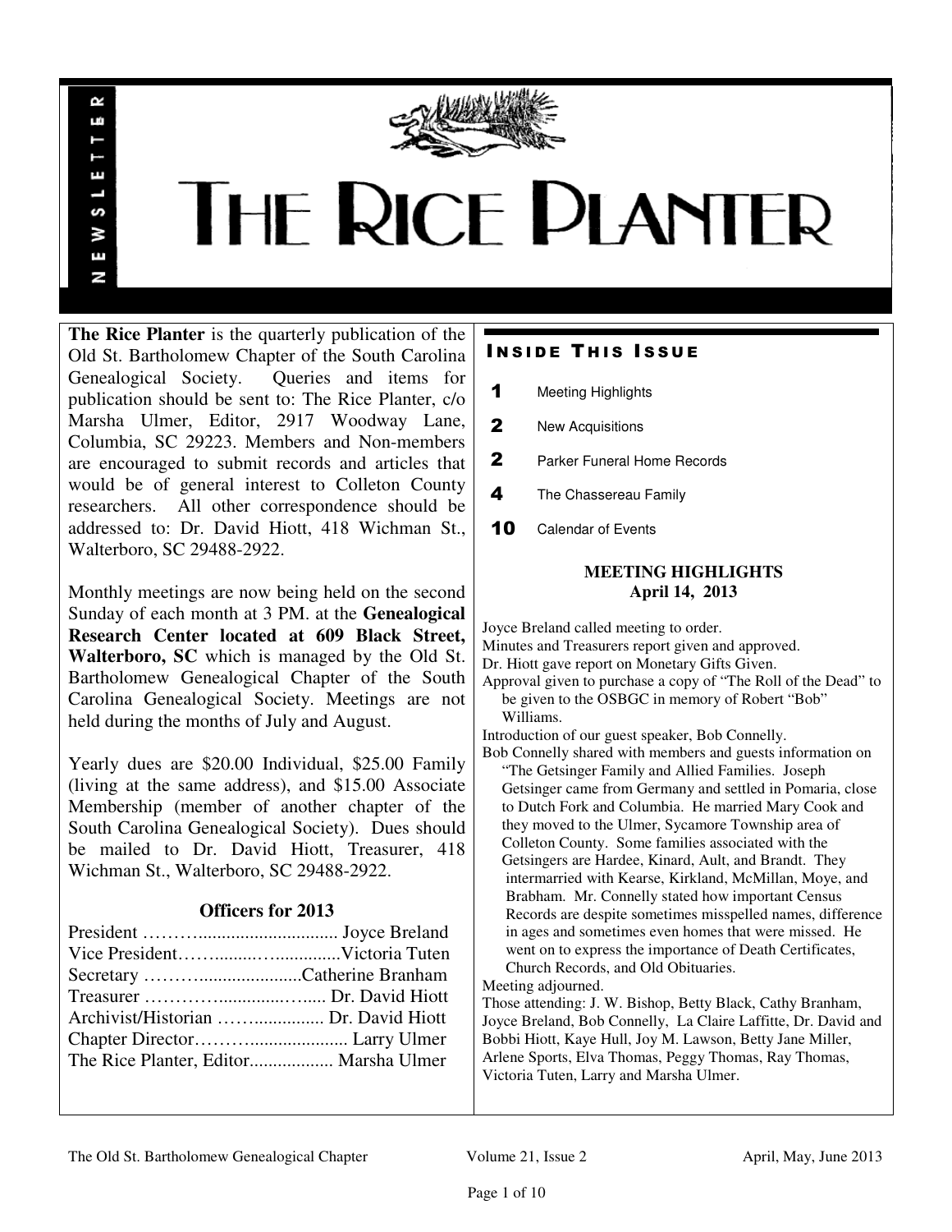# THE RICE PLANTER

NEWSLETTER

**The Rice Planter** is the quarterly publication of the Old St. Bartholomew Chapter of the South Carolina Genealogical Society. Queries and items for publication should be sent to: The Rice Planter, c/o Marsha Ulmer, Editor, 2917 Woodway Lane, Columbia, SC 29223. Members and Non-members are encouraged to submit records and articles that would be of general interest to Colleton County researchers. All other correspondence should be addressed to: Dr. David Hiott, 418 Wichman St., Walterboro, SC 29488-2922.

Monthly meetings are now being held on the second Sunday of each month at 3 PM. at the **Genealogical Research Center located at 609 Black Street, Walterboro, SC** which is managed by the Old St. Bartholomew Genealogical Chapter of the South Carolina Genealogical Society. Meetings are not held during the months of July and August.

Yearly dues are $20.00 Individual, $25.00 Family (living at the same address), and $15.00 Associate Membership (member of another chapter of the South Carolina Genealogical Society). Dues should be mailed to Dr. David Hiott, Treasurer, 418 Wichman St., Walterboro, SC 29488-2922.

### Officers for 2013

President ………............................. Joyce Breland
Vice President……........…..............Victoria Tuten
Secretary ……….....................Catherine Branham
Treasurer …………...............…..... Dr. David Hiott
Archivist/Historian ……............... Dr. David Hiott
Chapter Director……….................... Larry Ulmer
The Rice Planter, Editor.................. Marsha Ulmer

## INSIDE THIS ISSUE

| | |
|---|---|
| 1 | Meeting Highlights |
| 2 | New Acquisitions |
| 2 | Parker Funeral Home Records |
| 4 | The Chassereau Family |
| 10 | Calendar of Events |

### MEETING HIGHLIGHTS
### April 14, 2013

Joyce Breland called meeting to order.
Minutes and Treasurers report given and approved.
Dr. Hiott gave report on Monetary Gifts Given.
Approval given to purchase a copy of "The Roll of the Dead" to be given to the OSBGC in memory of Robert "Bob" Williams.
Introduction of our guest speaker, Bob Connelly.
Bob Connelly shared with members and guests information on "The Getsinger Family and Allied Families. Joseph Getsinger came from Germany and settled in Pomaria, close to Dutch Fork and Columbia. He married Mary Cook and they moved to the Ulmer, Sycamore Township area of Colleton County. Some families associated with the Getsingers are Hardee, Kinard, Ault, and Brandt. They intermarried with Kearse, Kirkland, McMillan, Moye, and Brabham. Mr. Connelly stated how important Census Records are despite sometimes misspelled names, difference in ages and sometimes even homes that were missed. He went on to express the importance of Death Certificates, Church Records, and Old Obituaries.
Meeting adjourned.
Those attending: J. W. Bishop, Betty Black, Cathy Branham, Joyce Breland, Bob Connelly, La Claire Laffitte, Dr. David and Bobbi Hiott, Kaye Hull, Joy M. Lawson, Betty Jane Miller, Arlene Sports, Elva Thomas, Peggy Thomas, Ray Thomas, Victoria Tuten, Larry and Marsha Ulmer.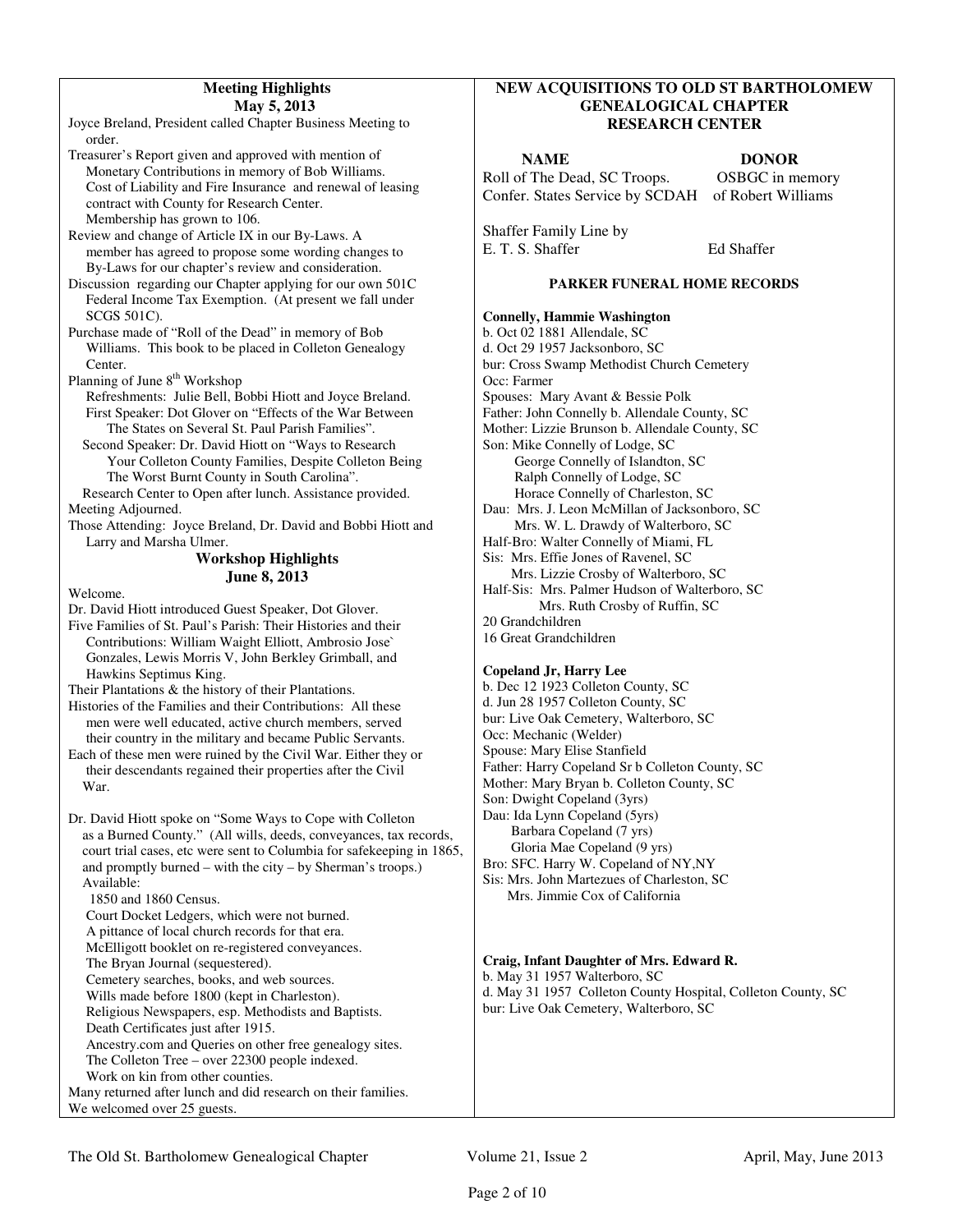## Meeting Highlights
### May 5, 2013

Joyce Breland, President called Chapter Business Meeting to order.

Treasurer's Report given and approved with mention of Monetary Contributions in memory of Bob Williams. Cost of Liability and Fire Insurance and renewal of leasing contract with County for Research Center. Membership has grown to 106.

Review and change of Article IX in our By-Laws. A member has agreed to propose some wording changes to By-Laws for our chapter's review and consideration.

Discussion regarding our Chapter applying for our own 501C Federal Income Tax Exemption. (At present we fall under SCGS 501C).

Purchase made of "Roll of the Dead" in memory of Bob Williams. This book to be placed in Colleton Genealogy Center.

Planning of June 8th Workshop
- Refreshments: Julie Bell, Bobbi Hiott and Joyce Breland.
- First Speaker: Dot Glover on "Effects of the War Between The States on Several St. Paul Parish Families".
- Second Speaker: Dr. David Hiott on "Ways to Research Your Colleton County Families, Despite Colleton Being The Worst Burnt County in South Carolina".
- Research Center to Open after lunch. Assistance provided.

Meeting Adjourned.

Those Attending: Joyce Breland, Dr. David and Bobbi Hiott and Larry and Marsha Ulmer.

## Workshop Highlights
### June 8, 2013

Welcome.

Dr. David Hiott introduced Guest Speaker, Dot Glover.

Five Families of St. Paul's Parish: Their Histories and their Contributions: William Waight Elliott, Ambrosio Jose` Gonzales, Lewis Morris V, John Berkley Grimball, and Hawkins Septimus King.

Their Plantations & the history of their Plantations.

Histories of the Families and their Contributions: All these men were well educated, active church members, served their country in the military and became Public Servants.

Each of these men were ruined by the Civil War. Either they or their descendants regained their properties after the Civil War.

Dr. David Hiott spoke on "Some Ways to Cope with Colleton as a Burned County." (All wills, deeds, conveyances, tax records, court trial cases, etc were sent to Columbia for safekeeping in 1865, and promptly burned – with the city – by Sherman's troops.)

Available:
- 1850 and 1860 Census.
- Court Docket Ledgers, which were not burned.
- A pittance of local church records for that era.
- McElligott booklet on re-registered conveyances.
- The Bryan Journal (sequestered).
- Cemetery searches, books, and web sources.
- Wills made before 1800 (kept in Charleston).
- Religious Newspapers, esp. Methodists and Baptists.
- Death Certificates just after 1915.
- Ancestry.com and Queries on other free genealogy sites.
- The Colleton Tree – over 22300 people indexed.
- Work on kin from other counties.

Many returned after lunch and did research on their families.

We welcomed over 25 guests.

## NEW ACQUISITIONS TO OLD ST BARTHOLOMEW GENEALOGICAL CHAPTER RESEARCH CENTER

| NAME | DONOR |
|---|---|
| Roll of The Dead, SC Troops. Confer. States Service by SCDAH | OSBGC in memory of Robert Williams |
| Shaffer Family Line by E. T. S. Shaffer | Ed Shaffer |

### PARKER FUNERAL HOME RECORDS

**Connelly, Hammie Washington**
b. Oct 02 1881 Allendale, SC
d. Oct 29 1957 Jacksonboro, SC
bur: Cross Swamp Methodist Church Cemetery
Occ: Farmer
Spouses: Mary Avant & Bessie Polk
Father: John Connelly b. Allendale County, SC
Mother: Lizzie Brunson b. Allendale County, SC
Son: Mike Connelly of Lodge, SC
George Connelly of Islandton, SC
Ralph Connelly of Lodge, SC
Horace Connelly of Charleston, SC
Dau: Mrs. J. Leon McMillan of Jacksonboro, SC
Mrs. W. L. Drawdy of Walterboro, SC
Half-Bro: Walter Connelly of Miami, FL
Sis: Mrs. Effie Jones of Ravenel, SC
Mrs. Lizzie Crosby of Walterboro, SC
Half-Sis: Mrs. Palmer Hudson of Walterboro, SC
Mrs. Ruth Crosby of Ruffin, SC
20 Grandchildren
16 Great Grandchildren

**Copeland Jr, Harry Lee**
b. Dec 12 1923 Colleton County, SC
d. Jun 28 1957 Colleton County, SC
bur: Live Oak Cemetery, Walterboro, SC
Occ: Mechanic (Welder)
Spouse: Mary Elise Stanfield
Father: Harry Copeland Sr b Colleton County, SC
Mother: Mary Bryan b. Colleton County, SC
Son: Dwight Copeland (3yrs)
Dau: Ida Lynn Copeland (5yrs)
Barbara Copeland (7 yrs)
Gloria Mae Copeland (9 yrs)
Bro: SFC. Harry W. Copeland of NY,NY
Sis: Mrs. John Martezues of Charleston, SC
Mrs. Jimmie Cox of California

**Craig, Infant Daughter of Mrs. Edward R.**
b. May 31 1957 Walterboro, SC
d. May 31 1957 Colleton County Hospital, Colleton County, SC
bur: Live Oak Cemetery, Walterboro, SC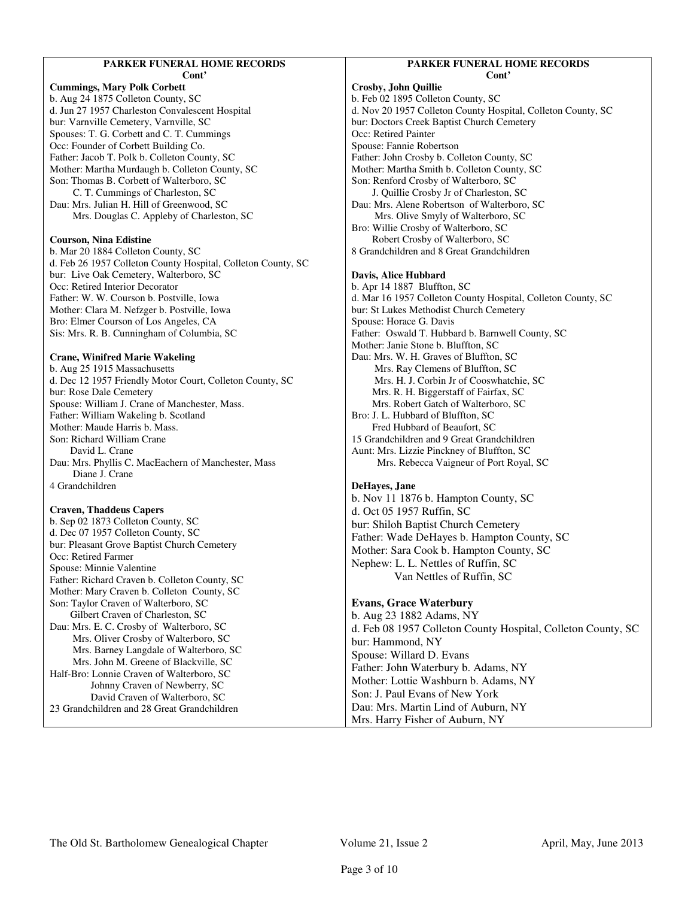## PARKER FUNERAL HOME RECORDS Cont'

**Cummings, Mary Polk Corbett**
b. Aug 24 1875 Colleton County, SC
d. Jun 27 1957 Charleston Convalescent Hospital
bur: Varnville Cemetery, Varnville, SC
Spouses: T. G. Corbett and C. T. Cummings
Occ: Founder of Corbett Building Co.
Father: Jacob T. Polk b. Colleton County, SC
Mother: Martha Murdaugh b. Colleton County, SC
Son: Thomas B. Corbett of Walterboro, SC
C. T. Cummings of Charleston, SC
Dau: Mrs. Julian H. Hill of Greenwood, SC
Mrs. Douglas C. Appleby of Charleston, SC

**Courson, Nina Edistine**
b. Mar 20 1884 Colleton County, SC
d. Feb 26 1957 Colleton County Hospital, Colleton County, SC
bur: Live Oak Cemetery, Walterboro, SC
Occ: Retired Interior Decorator
Father: W. W. Courson b. Postville, Iowa
Mother: Clara M. Nefzger b. Postville, Iowa
Bro: Elmer Courson of Los Angeles, CA
Sis: Mrs. R. B. Cunningham of Columbia, SC

**Crane, Winifred Marie Wakeling**
b. Aug 25 1915 Massachusetts
d. Dec 12 1957 Friendly Motor Court, Colleton County, SC
bur: Rose Dale Cemetery
Spouse: William J. Crane of Manchester, Mass.
Father: William Wakeling b. Scotland
Mother: Maude Harris b. Mass.
Son: Richard William Crane
David L. Crane
Dau: Mrs. Phyllis C. MacEachern of Manchester, Mass
Diane J. Crane
4 Grandchildren

**Craven, Thaddeus Capers**
b. Sep 02 1873 Colleton County, SC
d. Dec 07 1957 Colleton County, SC
bur: Pleasant Grove Baptist Church Cemetery
Occ: Retired Farmer
Spouse: Minnie Valentine
Father: Richard Craven b. Colleton County, SC
Mother: Mary Craven b. Colleton County, SC
Son: Taylor Craven of Walterboro, SC
Gilbert Craven of Charleston, SC
Dau: Mrs. E. C. Crosby of Walterboro, SC
Mrs. Oliver Crosby of Walterboro, SC
Mrs. Barney Langdale of Walterboro, SC
Mrs. John M. Greene of Blackville, SC
Half-Bro: Lonnie Craven of Walterboro, SC
Johnny Craven of Newberry, SC
David Craven of Walterboro, SC
23 Grandchildren and 28 Great Grandchildren

## PARKER FUNERAL HOME RECORDS Cont'

**Crosby, John Quillie**
b. Feb 02 1895 Colleton County, SC
d. Nov 20 1957 Colleton County Hospital, Colleton County, SC
bur: Doctors Creek Baptist Church Cemetery
Occ: Retired Painter
Spouse: Fannie Robertson
Father: John Crosby b. Colleton County, SC
Mother: Martha Smith b. Colleton County, SC
Son: Renford Crosby of Walterboro, SC
J. Quillie Crosby Jr of Charleston, SC
Dau: Mrs. Alene Robertson of Walterboro, SC
Mrs. Olive Smyly of Walterboro, SC
Bro: Willie Crosby of Walterboro, SC
Robert Crosby of Walterboro, SC
8 Grandchildren and 8 Great Grandchildren

**Davis, Alice Hubbard**
b. Apr 14 1887 Bluffton, SC
d. Mar 16 1957 Colleton County Hospital, Colleton County, SC
bur: St Lukes Methodist Church Cemetery
Spouse: Horace G. Davis
Father: Oswald T. Hubbard b. Barnwell County, SC
Mother: Janie Stone b. Bluffton, SC
Dau: Mrs. W. H. Graves of Bluffton, SC
Mrs. Ray Clemens of Bluffton, SC
Mrs. H. J. Corbin Jr of Cooswhatchie, SC
Mrs. R. H. Biggerstaff of Fairfax, SC
Mrs. Robert Gatch of Walterboro, SC
Bro: J. L. Hubbard of Bluffton, SC
Fred Hubbard of Beaufort, SC
15 Grandchildren and 9 Great Grandchildren
Aunt: Mrs. Lizzie Pinckney of Bluffton, SC
Mrs. Rebecca Vaigneur of Port Royal, SC

**DeHayes, Jane**
b. Nov 11 1876 b. Hampton County, SC
d. Oct 05 1957 Ruffin, SC
bur: Shiloh Baptist Church Cemetery
Father: Wade DeHayes b. Hampton County, SC
Mother: Sara Cook b. Hampton County, SC
Nephew: L. L. Nettles of Ruffin, SC
Van Nettles of Ruffin, SC

**Evans, Grace Waterbury**
b. Aug 23 1882 Adams, NY
d. Feb 08 1957 Colleton County Hospital, Colleton County, SC
bur: Hammond, NY
Spouse: Willard D. Evans
Father: John Waterbury b. Adams, NY
Mother: Lottie Washburn b. Adams, NY
Son: J. Paul Evans of New York
Dau: Mrs. Martin Lind of Auburn, NY
Mrs. Harry Fisher of Auburn, NY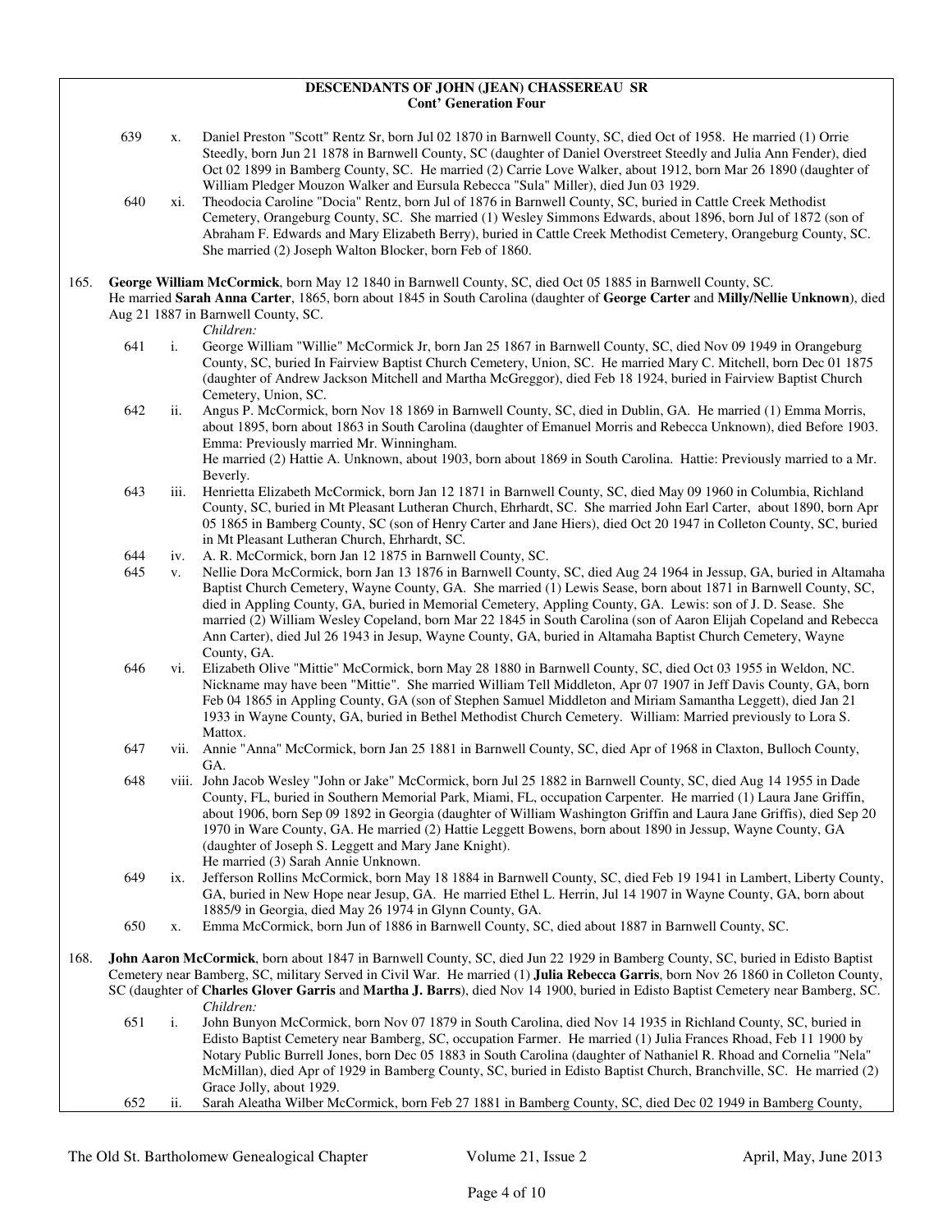**DESCENDANTS OF JOHN (JEAN) CHASSEREAU SR**
**Cont' Generation Four**

639 x. Daniel Preston "Scott" Rentz Sr, born Jul 02 1870 in Barnwell County, SC, died Oct of 1958. He married (1) Orrie Steedly, born Jun 21 1878 in Barnwell County, SC (daughter of Daniel Overstreet Steedly and Julia Ann Fender), died Oct 02 1899 in Bamberg County, SC. He married (2) Carrie Love Walker, about 1912, born Mar 26 1890 (daughter of William Pledger Mouzon Walker and Eursula Rebecca "Sula" Miller), died Jun 03 1929.

640 xi. Theodocia Caroline "Docia" Rentz, born Jul of 1876 in Barnwell County, SC, buried in Cattle Creek Methodist Cemetery, Orangeburg County, SC. She married (1) Wesley Simmons Edwards, about 1896, born Jul of 1872 (son of Abraham F. Edwards and Mary Elizabeth Berry), buried in Cattle Creek Methodist Cemetery, Orangeburg County, SC. She married (2) Joseph Walton Blocker, born Feb of 1860.

165. **George William McCormick**, born May 12 1840 in Barnwell County, SC, died Oct 05 1885 in Barnwell County, SC. He married **Sarah Anna Carter**, 1865, born about 1845 in South Carolina (daughter of **George Carter** and **Milly/Nellie Unknown**), died Aug 21 1887 in Barnwell County, SC.

*Children:*

641 i. George William "Willie" McCormick Jr, born Jan 25 1867 in Barnwell County, SC, died Nov 09 1949 in Orangeburg County, SC, buried In Fairview Baptist Church Cemetery, Union, SC. He married Mary C. Mitchell, born Dec 01 1875 (daughter of Andrew Jackson Mitchell and Martha McGreggor), died Feb 18 1924, buried in Fairview Baptist Church Cemetery, Union, SC.

642 ii. Angus P. McCormick, born Nov 18 1869 in Barnwell County, SC, died in Dublin, GA. He married (1) Emma Morris, about 1895, born about 1863 in South Carolina (daughter of Emanuel Morris and Rebecca Unknown), died Before 1903. Emma: Previously married Mr. Winningham.
He married (2) Hattie A. Unknown, about 1903, born about 1869 in South Carolina. Hattie: Previously married to a Mr. Beverly.

643 iii. Henrietta Elizabeth McCormick, born Jan 12 1871 in Barnwell County, SC, died May 09 1960 in Columbia, Richland County, SC, buried in Mt Pleasant Lutheran Church, Ehrhardt, SC. She married John Earl Carter, about 1890, born Apr 05 1865 in Bamberg County, SC (son of Henry Carter and Jane Hiers), died Oct 20 1947 in Colleton County, SC, buried in Mt Pleasant Lutheran Church, Ehrhardt, SC.

644 iv. A. R. McCormick, born Jan 12 1875 in Barnwell County, SC.

645 v. Nellie Dora McCormick, born Jan 13 1876 in Barnwell County, SC, died Aug 24 1964 in Jessup, GA, buried in Altamaha Baptist Church Cemetery, Wayne County, GA. She married (1) Lewis Sease, born about 1871 in Barnwell County, SC, died in Appling County, GA, buried in Memorial Cemetery, Appling County, GA. Lewis: son of J. D. Sease. She married (2) William Wesley Copeland, born Mar 22 1845 in South Carolina (son of Aaron Elijah Copeland and Rebecca Ann Carter), died Jul 26 1943 in Jesup, Wayne County, GA, buried in Altamaha Baptist Church Cemetery, Wayne County, GA.

646 vi. Elizabeth Olive "Mittie" McCormick, born May 28 1880 in Barnwell County, SC, died Oct 03 1955 in Weldon, NC. Nickname may have been "Mittie". She married William Tell Middleton, Apr 07 1907 in Jeff Davis County, GA, born Feb 04 1865 in Appling County, GA (son of Stephen Samuel Middleton and Miriam Samantha Leggett), died Jan 21 1933 in Wayne County, GA, buried in Bethel Methodist Church Cemetery. William: Married previously to Lora S. Mattox.

647 vii. Annie "Anna" McCormick, born Jan 25 1881 in Barnwell County, SC, died Apr of 1968 in Claxton, Bulloch County, GA.

648 viii. John Jacob Wesley "John or Jake" McCormick, born Jul 25 1882 in Barnwell County, SC, died Aug 14 1955 in Dade County, FL, buried in Southern Memorial Park, Miami, FL, occupation Carpenter. He married (1) Laura Jane Griffin, about 1906, born Sep 09 1892 in Georgia (daughter of William Washington Griffin and Laura Jane Griffis), died Sep 20 1970 in Ware County, GA. He married (2) Hattie Leggett Bowens, born about 1890 in Jessup, Wayne County, GA (daughter of Joseph S. Leggett and Mary Jane Knight).
He married (3) Sarah Annie Unknown.

649 ix. Jefferson Rollins McCormick, born May 18 1884 in Barnwell County, SC, died Feb 19 1941 in Lambert, Liberty County, GA, buried in New Hope near Jesup, GA. He married Ethel L. Herrin, Jul 14 1907 in Wayne County, GA, born about 1885/9 in Georgia, died May 26 1974 in Glynn County, GA.

650 x. Emma McCormick, born Jun of 1886 in Barnwell County, SC, died about 1887 in Barnwell County, SC.

168. **John Aaron McCormick**, born about 1847 in Barnwell County, SC, died Jun 22 1929 in Bamberg County, SC, buried in Edisto Baptist Cemetery near Bamberg, SC, military Served in Civil War. He married (1) **Julia Rebecca Garris**, born Nov 26 1860 in Colleton County, SC (daughter of **Charles Glover Garris** and **Martha J. Barrs**), died Nov 14 1900, buried in Edisto Baptist Cemetery near Bamberg, SC.

*Children:*

651 i. John Bunyon McCormick, born Nov 07 1879 in South Carolina, died Nov 14 1935 in Richland County, SC, buried in Edisto Baptist Cemetery near Bamberg, SC, occupation Farmer. He married (1) Julia Frances Rhoad, Feb 11 1900 by Notary Public Burrell Jones, born Dec 05 1883 in South Carolina (daughter of Nathaniel R. Rhoad and Cornelia "Nela" McMillan), died Apr of 1929 in Bamberg County, SC, buried in Edisto Baptist Church, Branchville, SC. He married (2) Grace Jolly, about 1929.

652 ii. Sarah Aleatha Wilber McCormick, born Feb 27 1881 in Bamberg County, SC, died Dec 02 1949 in Bamberg County,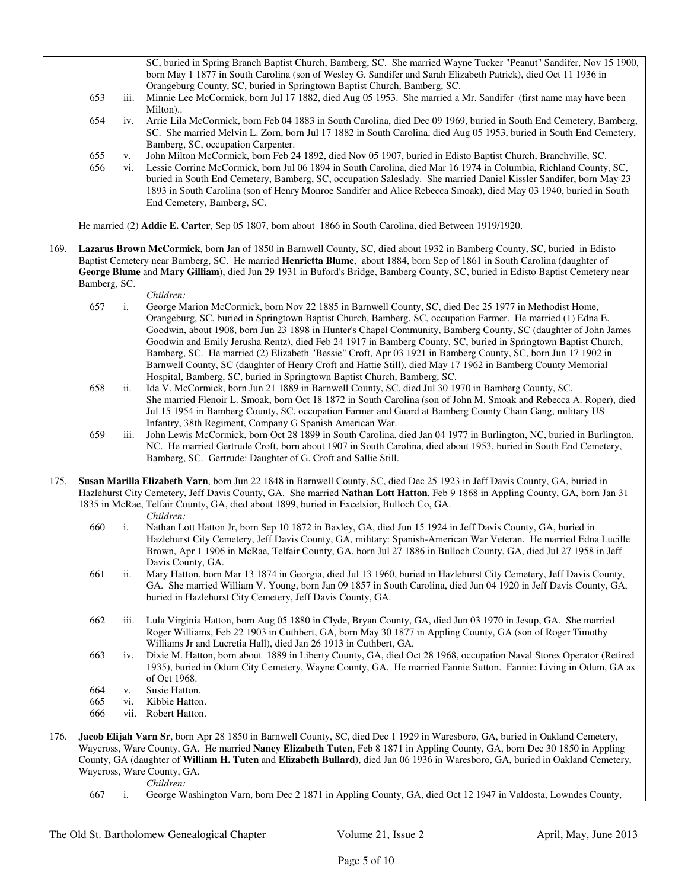SC, buried in Spring Branch Baptist Church, Bamberg, SC. She married Wayne Tucker "Peanut" Sandifer, Nov 15 1900, born May 1 1877 in South Carolina (son of Wesley G. Sandifer and Sarah Elizabeth Patrick), died Oct 11 1936 in Orangeburg County, SC, buried in Springtown Baptist Church, Bamberg, SC.

653 iii. Minnie Lee McCormick, born Jul 17 1882, died Aug 05 1953. She married a Mr. Sandifer (first name may have been Milton)..

654 iv. Arrie Lila McCormick, born Feb 04 1883 in South Carolina, died Dec 09 1969, buried in South End Cemetery, Bamberg, SC. She married Melvin L. Zorn, born Jul 17 1882 in South Carolina, died Aug 05 1953, buried in South End Cemetery, Bamberg, SC, occupation Carpenter.

655 v. John Milton McCormick, born Feb 24 1892, died Nov 05 1907, buried in Edisto Baptist Church, Branchville, SC.

656 vi. Lessie Corrine McCormick, born Jul 06 1894 in South Carolina, died Mar 16 1974 in Columbia, Richland County, SC, buried in South End Cemetery, Bamberg, SC, occupation Saleslady. She married Daniel Kissler Sandifer, born May 23 1893 in South Carolina (son of Henry Monroe Sandifer and Alice Rebecca Smoak), died May 03 1940, buried in South End Cemetery, Bamberg, SC.

He married (2) **Addie E. Carter**, Sep 05 1807, born about 1866 in South Carolina, died Between 1919/1920.

169. **Lazarus Brown McCormick**, born Jan of 1850 in Barnwell County, SC, died about 1932 in Bamberg County, SC, buried in Edisto Baptist Cemetery near Bamberg, SC. He married **Henrietta Blume**, about 1884, born Sep of 1861 in South Carolina (daughter of **George Blume** and **Mary Gilliam**), died Jun 29 1931 in Buford's Bridge, Bamberg County, SC, buried in Edisto Baptist Cemetery near Bamberg, SC.

*Children:*

657 i. George Marion McCormick, born Nov 22 1885 in Barnwell County, SC, died Dec 25 1977 in Methodist Home, Orangeburg, SC, buried in Springtown Baptist Church, Bamberg, SC, occupation Farmer. He married (1) Edna E. Goodwin, about 1908, born Jun 23 1898 in Hunter's Chapel Community, Bamberg County, SC (daughter of John James Goodwin and Emily Jerusha Rentz), died Feb 24 1917 in Bamberg County, SC, buried in Springtown Baptist Church, Bamberg, SC. He married (2) Elizabeth "Bessie" Croft, Apr 03 1921 in Bamberg County, SC, born Jun 17 1902 in Barnwell County, SC (daughter of Henry Croft and Hattie Still), died May 17 1962 in Bamberg County Memorial Hospital, Bamberg, SC, buried in Springtown Baptist Church, Bamberg, SC.

658 ii. Ida V. McCormick, born Jun 21 1889 in Barnwell County, SC, died Jul 30 1970 in Bamberg County, SC. She married Flenoir L. Smoak, born Oct 18 1872 in South Carolina (son of John M. Smoak and Rebecca A. Roper), died Jul 15 1954 in Bamberg County, SC, occupation Farmer and Guard at Bamberg County Chain Gang, military US Infantry, 38th Regiment, Company G Spanish American War.

659 iii. John Lewis McCormick, born Oct 28 1899 in South Carolina, died Jan 04 1977 in Burlington, NC, buried in Burlington, NC. He married Gertrude Croft, born about 1907 in South Carolina, died about 1953, buried in South End Cemetery, Bamberg, SC. Gertrude: Daughter of G. Croft and Sallie Still.

175. **Susan Marilla Elizabeth Varn**, born Jun 22 1848 in Barnwell County, SC, died Dec 25 1923 in Jeff Davis County, GA, buried in Hazlehurst City Cemetery, Jeff Davis County, GA. She married **Nathan Lott Hatton**, Feb 9 1868 in Appling County, GA, born Jan 31 1835 in McRae, Telfair County, GA, died about 1899, buried in Excelsior, Bulloch Co, GA.

*Children:*

660 i. Nathan Lott Hatton Jr, born Sep 10 1872 in Baxley, GA, died Jun 15 1924 in Jeff Davis County, GA, buried in Hazlehurst City Cemetery, Jeff Davis County, GA, military: Spanish-American War Veteran. He married Edna Lucille Brown, Apr 1 1906 in McRae, Telfair County, GA, born Jul 27 1886 in Bulloch County, GA, died Jul 27 1958 in Jeff Davis County, GA.

661 ii. Mary Hatton, born Mar 13 1874 in Georgia, died Jul 13 1960, buried in Hazlehurst City Cemetery, Jeff Davis County, GA. She married William V. Young, born Jan 09 1857 in South Carolina, died Jun 04 1920 in Jeff Davis County, GA, buried in Hazlehurst City Cemetery, Jeff Davis County, GA.

662 iii. Lula Virginia Hatton, born Aug 05 1880 in Clyde, Bryan County, GA, died Jun 03 1970 in Jesup, GA. She married Roger Williams, Feb 22 1903 in Cuthbert, GA, born May 30 1877 in Appling County, GA (son of Roger Timothy Williams Jr and Lucretia Hall), died Jan 26 1913 in Cuthbert, GA.

663 iv. Dixie M. Hatton, born about 1889 in Liberty County, GA, died Oct 28 1968, occupation Naval Stores Operator (Retired 1935), buried in Odum City Cemetery, Wayne County, GA. He married Fannie Sutton. Fannie: Living in Odum, GA as of Oct 1968.

664 v. Susie Hatton.

665 vi. Kibbie Hatton.

666 vii. Robert Hatton.

176. **Jacob Elijah Varn Sr**, born Apr 28 1850 in Barnwell County, SC, died Dec 1 1929 in Waresboro, GA, buried in Oakland Cemetery, Waycross, Ware County, GA. He married **Nancy Elizabeth Tuten**, Feb 8 1871 in Appling County, GA, born Dec 30 1850 in Appling County, GA (daughter of **William H. Tuten** and **Elizabeth Bullard**), died Jan 06 1936 in Waresboro, GA, buried in Oakland Cemetery, Waycross, Ware County, GA.

*Children:*

667 i. George Washington Varn, born Dec 2 1871 in Appling County, GA, died Oct 12 1947 in Valdosta, Lowndes County,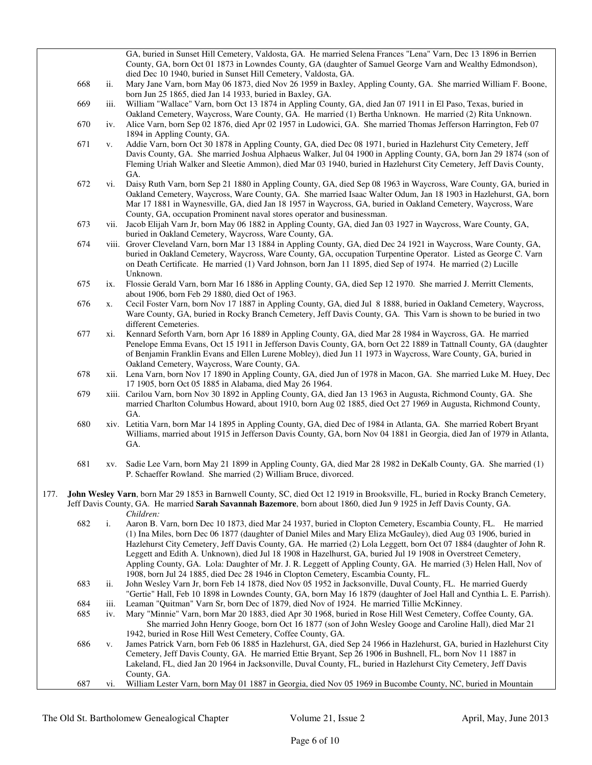GA, buried in Sunset Hill Cemetery, Valdosta, GA. He married Selena Frances "Lena" Varn, Dec 13 1896 in Berrien County, GA, born Oct 01 1873 in Lowndes County, GA (daughter of Samuel George Varn and Wealthy Edmondson), died Dec 10 1940, buried in Sunset Hill Cemetery, Valdosta, GA.

668 ii. Mary Jane Varn, born May 06 1873, died Nov 26 1959 in Baxley, Appling County, GA. She married William F. Boone, born Jun 25 1865, died Jan 14 1933, buried in Baxley, GA.

669 iii. William "Wallace" Varn, born Oct 13 1874 in Appling County, GA, died Jan 07 1911 in El Paso, Texas, buried in Oakland Cemetery, Waycross, Ware County, GA. He married (1) Bertha Unknown. He married (2) Rita Unknown.

670 iv. Alice Varn, born Sep 02 1876, died Apr 02 1957 in Ludowici, GA. She married Thomas Jefferson Harrington, Feb 07 1894 in Appling County, GA.

671 v. Addie Varn, born Oct 30 1878 in Appling County, GA, died Dec 08 1971, buried in Hazlehurst City Cemetery, Jeff Davis County, GA. She married Joshua Alphaeus Walker, Jul 04 1900 in Appling County, GA, born Jan 29 1874 (son of Fleming Uriah Walker and Sleetie Ammon), died Mar 03 1940, buried in Hazlehurst City Cemetery, Jeff Davis County, GA.

672 vi. Daisy Ruth Varn, born Sep 21 1880 in Appling County, GA, died Sep 08 1963 in Waycross, Ware County, GA, buried in Oakland Cemetery, Waycross, Ware County, GA. She married Isaac Walter Odum, Jan 18 1903 in Hazlehurst, GA, born Mar 17 1881 in Waynesville, GA, died Jan 18 1957 in Waycross, GA, buried in Oakland Cemetery, Waycross, Ware County, GA, occupation Prominent naval stores operator and businessman.

673 vii. Jacob Elijah Varn Jr, born May 06 1882 in Appling County, GA, died Jan 03 1927 in Waycross, Ware County, GA, buried in Oakland Cemetery, Waycross, Ware County, GA.

674 viii. Grover Cleveland Varn, born Mar 13 1884 in Appling County, GA, died Dec 24 1921 in Waycross, Ware County, GA, buried in Oakland Cemetery, Waycross, Ware County, GA, occupation Turpentine Operator. Listed as George C. Varn on Death Certificate. He married (1) Vard Johnson, born Jan 11 1895, died Sep of 1974. He married (2) Lucille Unknown.

675 ix. Flossie Gerald Varn, born Mar 16 1886 in Appling County, GA, died Sep 12 1970. She married J. Merritt Clements, about 1906, born Feb 29 1880, died Oct of 1963.

676 x. Cecil Foster Varn, born Nov 17 1887 in Appling County, GA, died Jul 8 1888, buried in Oakland Cemetery, Waycross, Ware County, GA, buried in Rocky Branch Cemetery, Jeff Davis County, GA. This Varn is shown to be buried in two different Cemeteries.

677 xi. Kennard Seforth Varn, born Apr 16 1889 in Appling County, GA, died Mar 28 1984 in Waycross, GA. He married Penelope Emma Evans, Oct 15 1911 in Jefferson Davis County, GA, born Oct 22 1889 in Tattnall County, GA (daughter of Benjamin Franklin Evans and Ellen Lurene Mobley), died Jun 11 1973 in Waycross, Ware County, GA, buried in Oakland Cemetery, Waycross, Ware County, GA.

678 xii. Lena Varn, born Nov 17 1890 in Appling County, GA, died Jun of 1978 in Macon, GA. She married Luke M. Huey, Dec 17 1905, born Oct 05 1885 in Alabama, died May 26 1964.

679 xiii. Carilou Varn, born Nov 30 1892 in Appling County, GA, died Jan 13 1963 in Augusta, Richmond County, GA. She married Charlton Columbus Howard, about 1910, born Aug 02 1885, died Oct 27 1969 in Augusta, Richmond County, GA.

680 xiv. Letitia Varn, born Mar 14 1895 in Appling County, GA, died Dec of 1984 in Atlanta, GA. She married Robert Bryant Williams, married about 1915 in Jefferson Davis County, GA, born Nov 04 1881 in Georgia, died Jan of 1979 in Atlanta, GA.

681 xv. Sadie Lee Varn, born May 21 1899 in Appling County, GA, died Mar 28 1982 in DeKalb County, GA. She married (1) P. Schaeffer Rowland. She married (2) William Bruce, divorced.

177. **John Wesley Varn**, born Mar 29 1853 in Barnwell County, SC, died Oct 12 1919 in Brooksville, FL, buried in Rocky Branch Cemetery, Jeff Davis County, GA. He married **Sarah Savannah Bazemore**, born about 1860, died Jun 9 1925 in Jeff Davis County, GA.

*Children:*

682 i. Aaron B. Varn, born Dec 10 1873, died Mar 24 1937, buried in Clopton Cemetery, Escambia County, FL. He married (1) Ina Miles, born Dec 06 1877 (daughter of Daniel Miles and Mary Eliza McGauley), died Aug 03 1906, buried in Hazlehurst City Cemetery, Jeff Davis County, GA. He married (2) Lola Leggett, born Oct 07 1884 (daughter of John R. Leggett and Edith A. Unknown), died Jul 18 1908 in Hazelhurst, GA, buried Jul 19 1908 in Overstreet Cemetery, Appling County, GA. Lola: Daughter of Mr. J. R. Leggett of Appling County, GA. He married (3) Helen Hall, Nov of 1908, born Jul 24 1885, died Dec 28 1946 in Clopton Cemetery, Escambia County, FL.

683 ii. John Wesley Varn Jr, born Feb 14 1878, died Nov 05 1952 in Jacksonville, Duval County, FL. He married Guerdy "Gertie" Hall, Feb 10 1898 in Lowndes County, GA, born May 16 1879 (daughter of Joel Hall and Cynthia L. E. Parrish).

684 iii. Leaman "Quitman" Varn Sr, born Dec of 1879, died Nov of 1924. He married Tillie McKinney.

685 iv. Mary "Minnie" Varn, born Mar 20 1883, died Apr 30 1968, buried in Rose Hill West Cemetery, Coffee County, GA. She married John Henry Googe, born Oct 16 1877 (son of John Wesley Googe and Caroline Hall), died Mar 21 1942, buried in Rose Hill West Cemetery, Coffee County, GA.

686 v. James Patrick Varn, born Feb 06 1885 in Hazlehurst, GA, died Sep 24 1966 in Hazlehurst, GA, buried in Hazlehurst City Cemetery, Jeff Davis County, GA. He married Ettie Bryant, Sep 26 1906 in Bushnell, FL, born Nov 11 1887 in Lakeland, FL, died Jan 20 1964 in Jacksonville, Duval County, FL, buried in Hazlehurst City Cemetery, Jeff Davis County, GA.

687 vi. William Lester Varn, born May 01 1887 in Georgia, died Nov 05 1969 in Bucombe County, NC, buried in Mountain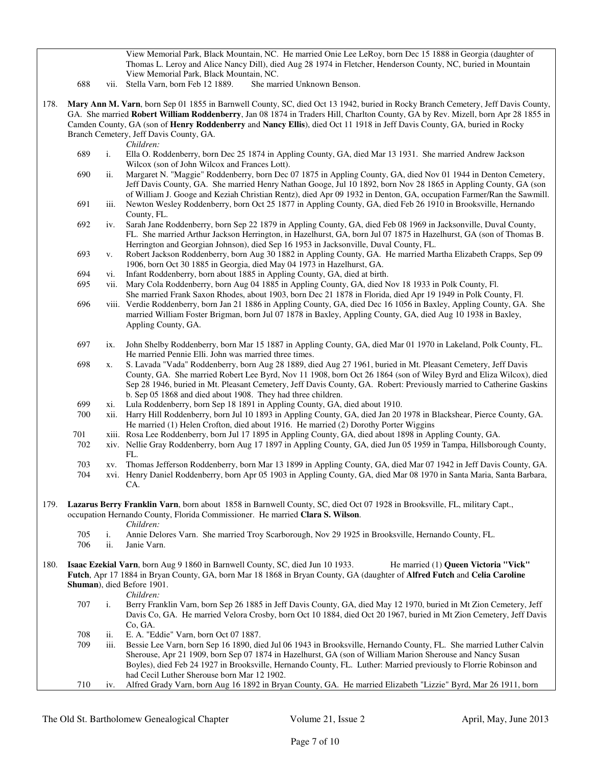View Memorial Park, Black Mountain, NC. He married Onie Lee LeRoy, born Dec 15 1888 in Georgia (daughter of Thomas L. Leroy and Alice Nancy Dill), died Aug 28 1974 in Fletcher, Henderson County, NC, buried in Mountain View Memorial Park, Black Mountain, NC.

688 vii. Stella Varn, born Feb 12 1889. She married Unknown Benson.

178. **Mary Ann M. Varn**, born Sep 01 1855 in Barnwell County, SC, died Oct 13 1942, buried in Rocky Branch Cemetery, Jeff Davis County, GA. She married **Robert William Roddenberry**, Jan 08 1874 in Traders Hill, Charlton County, GA by Rev. Mizell, born Apr 28 1855 in Camden County, GA (son of **Henry Roddenberry** and **Nancy Ellis**), died Oct 11 1918 in Jeff Davis County, GA, buried in Rocky Branch Cemetery, Jeff Davis County, GA.

*Children:*

689 i. Ella O. Roddenberry, born Dec 25 1874 in Appling County, GA, died Mar 13 1931. She married Andrew Jackson Wilcox (son of John Wilcox and Frances Lott).

690 ii. Margaret N. "Maggie" Roddenberry, born Dec 07 1875 in Appling County, GA, died Nov 01 1944 in Denton Cemetery, Jeff Davis County, GA. She married Henry Nathan Googe, Jul 10 1892, born Nov 28 1865 in Appling County, GA (son of William J. Googe and Keziah Christian Rentz), died Apr 09 1932 in Denton, GA, occupation Farmer/Ran the Sawmill.

691 iii. Newton Wesley Roddenberry, born Oct 25 1877 in Appling County, GA, died Feb 26 1910 in Brooksville, Hernando County, FL.

692 iv. Sarah Jane Roddenberry, born Sep 22 1879 in Appling County, GA, died Feb 08 1969 in Jacksonville, Duval County, FL. She married Arthur Jackson Herrington, in Hazelhurst, GA, born Jul 07 1875 in Hazelhurst, GA (son of Thomas B. Herrington and Georgian Johnson), died Sep 16 1953 in Jacksonville, Duval County, FL.

693 v. Robert Jackson Roddenberry, born Aug 30 1882 in Appling County, GA. He married Martha Elizabeth Crapps, Sep 09 1906, born Oct 30 1885 in Georgia, died May 04 1973 in Hazelhurst, GA.

694 vi. Infant Roddenberry, born about 1885 in Appling County, GA, died at birth.

695 vii. Mary Cola Roddenberry, born Aug 04 1885 in Appling County, GA, died Nov 18 1933 in Polk County, Fl. She married Frank Saxon Rhodes, about 1903, born Dec 21 1878 in Florida, died Apr 19 1949 in Polk County, Fl.

696 viii. Verdie Roddenberry, born Jan 21 1886 in Appling County, GA, died Dec 16 1056 in Baxley, Appling County, GA. She married William Foster Brigman, born Jul 07 1878 in Baxley, Appling County, GA, died Aug 10 1938 in Baxley, Appling County, GA.

697 ix. John Shelby Roddenberry, born Mar 15 1887 in Appling County, GA, died Mar 01 1970 in Lakeland, Polk County, FL. He married Pennie Elli. John was married three times.

698 x. S. Lavada "Vada" Roddenberry, born Aug 28 1889, died Aug 27 1961, buried in Mt. Pleasant Cemetery, Jeff Davis County, GA. She married Robert Lee Byrd, Nov 11 1908, born Oct 26 1864 (son of Wiley Byrd and Eliza Wilcox), died Sep 28 1946, buried in Mt. Pleasant Cemetery, Jeff Davis County, GA. Robert: Previously married to Catherine Gaskins b. Sep 05 1868 and died about 1908. They had three children.

699 xi. Lula Roddenberry, born Sep 18 1891 in Appling County, GA, died about 1910.

700 xii. Harry Hill Roddenberry, born Jul 10 1893 in Appling County, GA, died Jan 20 1978 in Blackshear, Pierce County, GA. He married (1) Helen Crofton, died about 1916. He married (2) Dorothy Porter Wiggins

701 xiii. Rosa Lee Roddenberry, born Jul 17 1895 in Appling County, GA, died about 1898 in Appling County, GA.

702 xiv. Nellie Gray Roddenberry, born Aug 17 1897 in Appling County, GA, died Jun 05 1959 in Tampa, Hillsborough County, FL.

703 xv. Thomas Jefferson Roddenberry, born Mar 13 1899 in Appling County, GA, died Mar 07 1942 in Jeff Davis County, GA.

704 xvi. Henry Daniel Roddenberry, born Apr 05 1903 in Appling County, GA, died Mar 08 1970 in Santa Maria, Santa Barbara, CA.

179. **Lazarus Berry Franklin Varn**, born about 1858 in Barnwell County, SC, died Oct 07 1928 in Brooksville, FL, military Capt., occupation Hernando County, Florida Commissioner. He married **Clara S. Wilson**.

*Children:*

705 i. Annie Delores Varn. She married Troy Scarborough, Nov 29 1925 in Brooksville, Hernando County, FL.

706 ii. Janie Varn.

180. **Isaac Ezekial Varn**, born Aug 9 1860 in Barnwell County, SC, died Jun 10 1933. He married (1) **Queen Victoria "Vick" Futch**, Apr 17 1884 in Bryan County, GA, born Mar 18 1868 in Bryan County, GA (daughter of **Alfred Futch** and **Celia Caroline Shuman**), died Before 1901.

*Children:*

707 i. Berry Franklin Varn, born Sep 26 1885 in Jeff Davis County, GA, died May 12 1970, buried in Mt Zion Cemetery, Jeff Davis Co, GA. He married Velora Crosby, born Oct 10 1884, died Oct 20 1967, buried in Mt Zion Cemetery, Jeff Davis Co, GA.

708 ii. E. A. "Eddie" Varn, born Oct 07 1887.

709 iii. Bessie Lee Varn, born Sep 16 1890, died Jul 06 1943 in Brooksville, Hernando County, FL. She married Luther Calvin Sherouse, Apr 21 1909, born Sep 07 1874 in Hazelhurst, GA (son of William Marion Sherouse and Nancy Susan Boyles), died Feb 24 1927 in Brooksville, Hernando County, FL. Luther: Married previously to Florrie Robinson and had Cecil Luther Sherouse born Mar 12 1902.

710 iv. Alfred Grady Varn, born Aug 16 1892 in Bryan County, GA. He married Elizabeth "Lizzie" Byrd, Mar 26 1911, born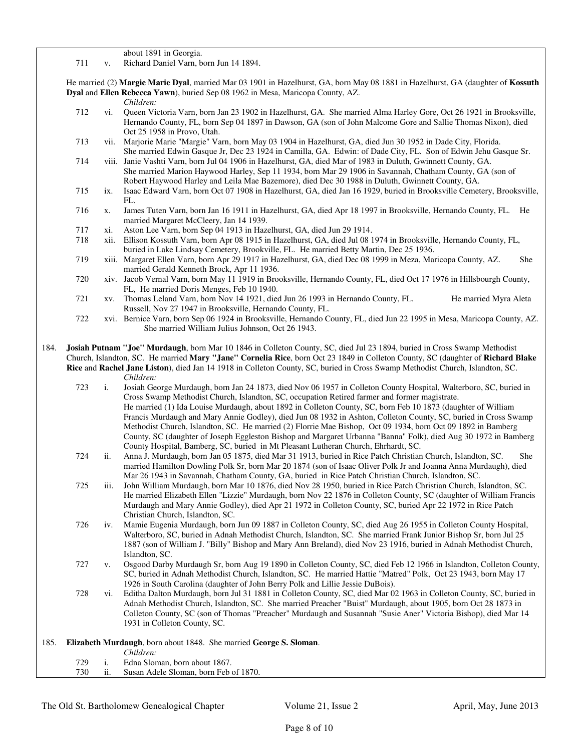about 1891 in Georgia.

711 v. Richard Daniel Varn, born Jun 14 1894.

He married (2) **Margie Marie Dyal**, married Mar 03 1901 in Hazelhurst, GA, born May 08 1881 in Hazelhurst, GA (daughter of **Kossuth Dyal** and **Ellen Rebecca Yawn**), buried Sep 08 1962 in Mesa, Maricopa County, AZ.

*Children:*

712 vi. Queen Victoria Varn, born Jan 23 1902 in Hazelhurst, GA. She married Alma Harley Gore, Oct 26 1921 in Brooksville, Hernando County, FL, born Sep 04 1897 in Dawson, GA (son of John Malcome Gore and Sallie Thomas Nixon), died Oct 25 1958 in Provo, Utah.

713 vii. Marjorie Marie "Margie" Varn, born May 03 1904 in Hazelhurst, GA, died Jun 30 1952 in Dade City, Florida. She married Edwin Gasque Jr, Dec 23 1924 in Camilla, GA. Edwin: of Dade City, FL. Son of Edwin Jehu Gasque Sr.

714 viii. Janie Vashti Varn, born Jul 04 1906 in Hazelhurst, GA, died Mar of 1983 in Duluth, Gwinnett County, GA. She married Marion Haywood Harley, Sep 11 1934, born Mar 29 1906 in Savannah, Chatham County, GA (son of Robert Haywood Harley and Leila Mae Bazemore), died Dec 30 1988 in Duluth, Gwinnett County, GA.

715 ix. Isaac Edward Varn, born Oct 07 1908 in Hazelhurst, GA, died Jan 16 1929, buried in Brooksville Cemetery, Brooksville, FL.

716 x. James Tuten Varn, born Jan 16 1911 in Hazelhurst, GA, died Apr 18 1997 in Brooksville, Hernando County, FL. He married Margaret McCleery, Jan 14 1939.

717 xi. Aston Lee Varn, born Sep 04 1913 in Hazelhurst, GA, died Jun 29 1914.

718 xii. Ellison Kossuth Varn, born Apr 08 1915 in Hazelhurst, GA, died Jul 08 1974 in Brooksville, Hernando County, FL, buried in Lake Lindsay Cemetery, Brookville, FL. He married Betty Martin, Dec 25 1936.

719 xiii. Margaret Ellen Varn, born Apr 29 1917 in Hazelhurst, GA, died Dec 08 1999 in Meza, Maricopa County, AZ. She married Gerald Kenneth Brock, Apr 11 1936.

720 xiv. Jacob Vernal Varn, born May 11 1919 in Brooksville, Hernando County, FL, died Oct 17 1976 in Hillsbourgh County, FL, He married Doris Menges, Feb 10 1940.

721 xv. Thomas Leland Varn, born Nov 14 1921, died Jun 26 1993 in Hernando County, FL. He married Myra Aleta Russell, Nov 27 1947 in Brooksville, Hernando County, FL.

722 xvi. Bernice Varn, born Sep 06 1924 in Brooksville, Hernando County, FL, died Jun 22 1995 in Mesa, Maricopa County, AZ. She married William Julius Johnson, Oct 26 1943.

184. **Josiah Putnam "Joe" Murdaugh**, born Mar 10 1846 in Colleton County, SC, died Jul 23 1894, buried in Cross Swamp Methodist Church, Islandton, SC. He married **Mary "Jane" Cornelia Rice**, born Oct 23 1849 in Colleton County, SC (daughter of **Richard Blake Rice** and **Rachel Jane Liston**), died Jan 14 1918 in Colleton County, SC, buried in Cross Swamp Methodist Church, Islandton, SC.

*Children:*

723 i. Josiah George Murdaugh, born Jan 24 1873, died Nov 06 1957 in Colleton County Hospital, Walterboro, SC, buried in Cross Swamp Methodist Church, Islandton, SC, occupation Retired farmer and former magistrate. He married (1) Ida Louise Murdaugh, about 1892 in Colleton County, SC, born Feb 10 1873 (daughter of William Francis Murdaugh and Mary Annie Godley), died Jun 08 1932 in Ashton, Colleton County, SC, buried in Cross Swamp Methodist Church, Islandton, SC. He married (2) Florrie Mae Bishop, Oct 09 1934, born Oct 09 1892 in Bamberg County, SC (daughter of Joseph Eggleston Bishop and Margaret Urbanna "Banna" Folk), died Aug 30 1972 in Bamberg County Hospital, Bamberg, SC, buried in Mt Pleasant Lutheran Church, Ehrhardt, SC.

724 ii. Anna J. Murdaugh, born Jan 05 1875, died Mar 31 1913, buried in Rice Patch Christian Church, Islandton, SC. She married Hamilton Dowling Polk Sr, born Mar 20 1874 (son of Isaac Oliver Polk Jr and Joanna Anna Murdaugh), died Mar 26 1943 in Savannah, Chatham County, GA, buried in Rice Patch Christian Church, Islandton, SC.

725 iii. John William Murdaugh, born Mar 10 1876, died Nov 28 1950, buried in Rice Patch Christian Church, Islandton, SC. He married Elizabeth Ellen "Lizzie" Murdaugh, born Nov 22 1876 in Colleton County, SC (daughter of William Francis Murdaugh and Mary Annie Godley), died Apr 21 1972 in Colleton County, SC, buried Apr 22 1972 in Rice Patch Christian Church, Islandton, SC.

726 iv. Mamie Eugenia Murdaugh, born Jun 09 1887 in Colleton County, SC, died Aug 26 1955 in Colleton County Hospital, Walterboro, SC, buried in Adnah Methodist Church, Islandton, SC. She married Frank Junior Bishop Sr, born Jul 25 1887 (son of William J. "Billy" Bishop and Mary Ann Breland), died Nov 23 1916, buried in Adnah Methodist Church, Islandton, SC.

727 v. Osgood Darby Murdaugh Sr, born Aug 19 1890 in Colleton County, SC, died Feb 12 1966 in Islandton, Colleton County, SC, buried in Adnah Methodist Church, Islandton, SC. He married Hattie "Matred" Polk, Oct 23 1943, born May 17 1926 in South Carolina (daughter of John Berry Polk and Lillie Jessie DuBois).

728 vi. Editha Dalton Murdaugh, born Jul 31 1881 in Colleton County, SC, died Mar 02 1963 in Colleton County, SC, buried in Adnah Methodist Church, Islandton, SC. She married Preacher "Buist" Murdaugh, about 1905, born Oct 28 1873 in Colleton County, SC (son of Thomas "Preacher" Murdaugh and Susannah "Susie Aner" Victoria Bishop), died Mar 14 1931 in Colleton County, SC.

185. **Elizabeth Murdaugh**, born about 1848. She married **George S. Sloman**.

*Children:*

729 i. Edna Sloman, born about 1867.

730 ii. Susan Adele Sloman, born Feb of 1870.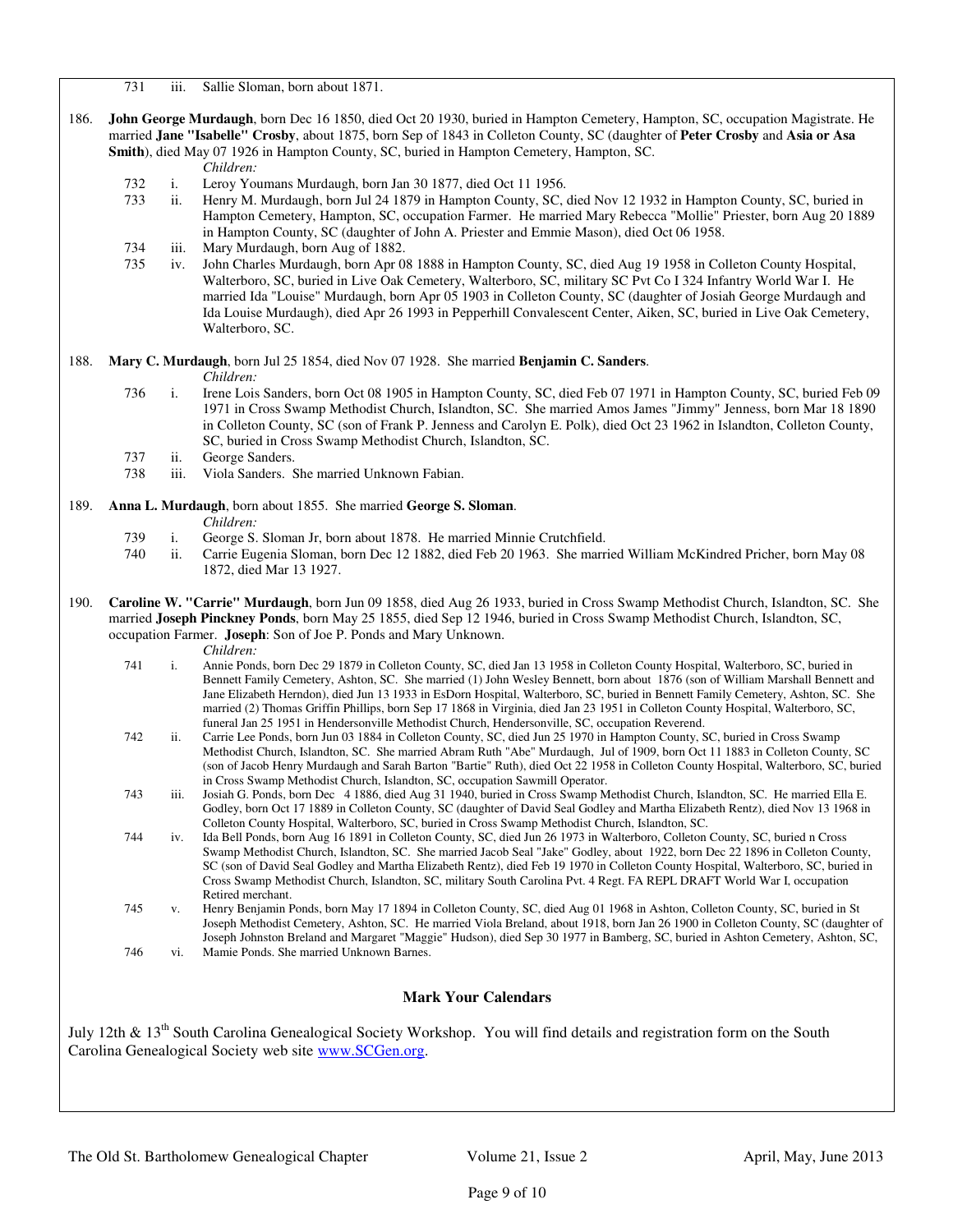731 iii. Sallie Sloman, born about 1871.

186. **John George Murdaugh**, born Dec 16 1850, died Oct 20 1930, buried in Hampton Cemetery, Hampton, SC, occupation Magistrate. He married **Jane "Isabelle" Crosby**, about 1875, born Sep of 1843 in Colleton County, SC (daughter of **Peter Crosby** and **Asia or Asa Smith**), died May 07 1926 in Hampton County, SC, buried in Hampton Cemetery, Hampton, SC.

*Children:*

732 i. Leroy Youmans Murdaugh, born Jan 30 1877, died Oct 11 1956.

733 ii. Henry M. Murdaugh, born Jul 24 1879 in Hampton County, SC, died Nov 12 1932 in Hampton County, SC, buried in Hampton Cemetery, Hampton, SC, occupation Farmer. He married Mary Rebecca "Mollie" Priester, born Aug 20 1889 in Hampton County, SC (daughter of John A. Priester and Emmie Mason), died Oct 06 1958.

734 iii. Mary Murdaugh, born Aug of 1882.

735 iv. John Charles Murdaugh, born Apr 08 1888 in Hampton County, SC, died Aug 19 1958 in Colleton County Hospital, Walterboro, SC, buried in Live Oak Cemetery, Walterboro, SC, military SC Pvt Co I 324 Infantry World War I. He married Ida "Louise" Murdaugh, born Apr 05 1903 in Colleton County, SC (daughter of Josiah George Murdaugh and Ida Louise Murdaugh), died Apr 26 1993 in Pepperhill Convalescent Center, Aiken, SC, buried in Live Oak Cemetery, Walterboro, SC.

188. **Mary C. Murdaugh**, born Jul 25 1854, died Nov 07 1928. She married **Benjamin C. Sanders**.

*Children:*

736 i. Irene Lois Sanders, born Oct 08 1905 in Hampton County, SC, died Feb 07 1971 in Hampton County, SC, buried Feb 09 1971 in Cross Swamp Methodist Church, Islandton, SC. She married Amos James "Jimmy" Jenness, born Mar 18 1890 in Colleton County, SC (son of Frank P. Jenness and Carolyn E. Polk), died Oct 23 1962 in Islandton, Colleton County, SC, buried in Cross Swamp Methodist Church, Islandton, SC.

737 ii. George Sanders.

738 iii. Viola Sanders. She married Unknown Fabian.

189. **Anna L. Murdaugh**, born about 1855. She married **George S. Sloman**.

*Children:*

739 i. George S. Sloman Jr, born about 1878. He married Minnie Crutchfield.

740 ii. Carrie Eugenia Sloman, born Dec 12 1882, died Feb 20 1963. She married William McKindred Pricher, born May 08 1872, died Mar 13 1927.

190. **Caroline W. "Carrie" Murdaugh**, born Jun 09 1858, died Aug 26 1933, buried in Cross Swamp Methodist Church, Islandton, SC. She married **Joseph Pinckney Ponds**, born May 25 1855, died Sep 12 1946, buried in Cross Swamp Methodist Church, Islandton, SC, occupation Farmer. **Joseph**: Son of Joe P. Ponds and Mary Unknown.

*Children:*

741 i. Annie Ponds, born Dec 29 1879 in Colleton County, SC, died Jan 13 1958 in Colleton County Hospital, Walterboro, SC, buried in Bennett Family Cemetery, Ashton, SC. She married (1) John Wesley Bennett, born about 1876 (son of William Marshall Bennett and Jane Elizabeth Herndon), died Jun 13 1933 in EsDorn Hospital, Walterboro, SC, buried in Bennett Family Cemetery, Ashton, SC. She married (2) Thomas Griffin Phillips, born Sep 17 1868 in Virginia, died Jan 23 1951 in Colleton County Hospital, Walterboro, SC, funeral Jan 25 1951 in Hendersonville Methodist Church, Hendersonville, SC, occupation Reverend.

742 ii. Carrie Lee Ponds, born Jun 03 1884 in Colleton County, SC, died Jun 25 1970 in Hampton County, SC, buried in Cross Swamp Methodist Church, Islandton, SC. She married Abram Ruth "Abe" Murdaugh, Jul of 1909, born Oct 11 1883 in Colleton County, SC (son of Jacob Henry Murdaugh and Sarah Barton "Bartie" Ruth), died Oct 22 1958 in Colleton County Hospital, Walterboro, SC, buried in Cross Swamp Methodist Church, Islandton, SC, occupation Sawmill Operator.

743 iii. Josiah G. Ponds, born Dec 4 1886, died Aug 31 1940, buried in Cross Swamp Methodist Church, Islandton, SC. He married Ella E. Godley, born Oct 17 1889 in Colleton County, SC (daughter of David Seal Godley and Martha Elizabeth Rentz), died Nov 13 1968 in Colleton County Hospital, Walterboro, SC, buried in Cross Swamp Methodist Church, Islandton, SC.

744 iv. Ida Bell Ponds, born Aug 16 1891 in Colleton County, SC, died Jun 26 1973 in Walterboro, Colleton County, SC, buried n Cross Swamp Methodist Church, Islandton, SC. She married Jacob Seal "Jake" Godley, about 1922, born Dec 22 1896 in Colleton County, SC (son of David Seal Godley and Martha Elizabeth Rentz), died Feb 19 1970 in Colleton County Hospital, Walterboro, SC, buried in Cross Swamp Methodist Church, Islandton, SC, military South Carolina Pvt. 4 Regt. FA REPL DRAFT World War I, occupation Retired merchant.

745 v. Henry Benjamin Ponds, born May 17 1894 in Colleton County, SC, died Aug 01 1968 in Ashton, Colleton County, SC, buried in St Joseph Methodist Cemetery, Ashton, SC. He married Viola Breland, about 1918, born Jan 26 1900 in Colleton County, SC (daughter of Joseph Johnston Breland and Margaret "Maggie" Hudson), died Sep 30 1977 in Bamberg, SC, buried in Ashton Cemetery, Ashton, SC,

746 vi. Mamie Ponds. She married Unknown Barnes.

## Mark Your Calendars

July 12th & 13th South Carolina Genealogical Society Workshop. You will find details and registration form on the South Carolina Genealogical Society web site www.SCGen.org.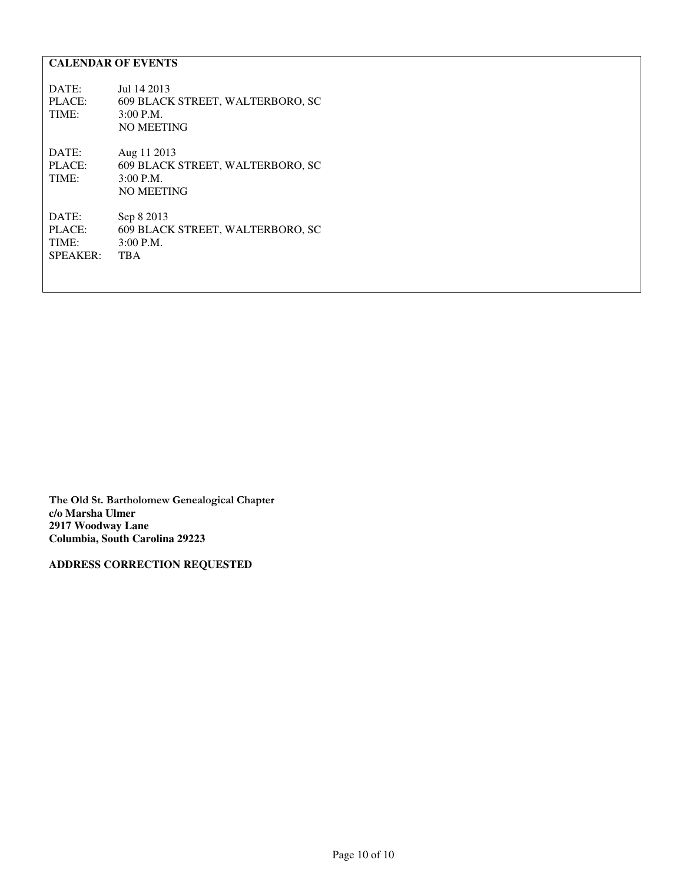## CALENDAR OF EVENTS

| | |
|---|---|
| DATE: | Jul 14 2013 |
| PLACE: | 609 BLACK STREET, WALTERBORO, SC |
| TIME: | 3:00 P.M. |
| | NO MEETING |

| | |
|---|---|
| DATE: | Aug 11 2013 |
| PLACE: | 609 BLACK STREET, WALTERBORO, SC |
| TIME: | 3:00 P.M. |
| | NO MEETING |

| | |
|---|---|
| DATE: | Sep 8 2013 |
| PLACE: | 609 BLACK STREET, WALTERBORO, SC |
| TIME: | 3:00 P.M. |
| SPEAKER: | TBA |

**The Old St. Bartholomew Genealogical Chapter**
**c/o Marsha Ulmer**
**2917 Woodway Lane**
**Columbia, South Carolina 29223**

**ADDRESS CORRECTION REQUESTED**